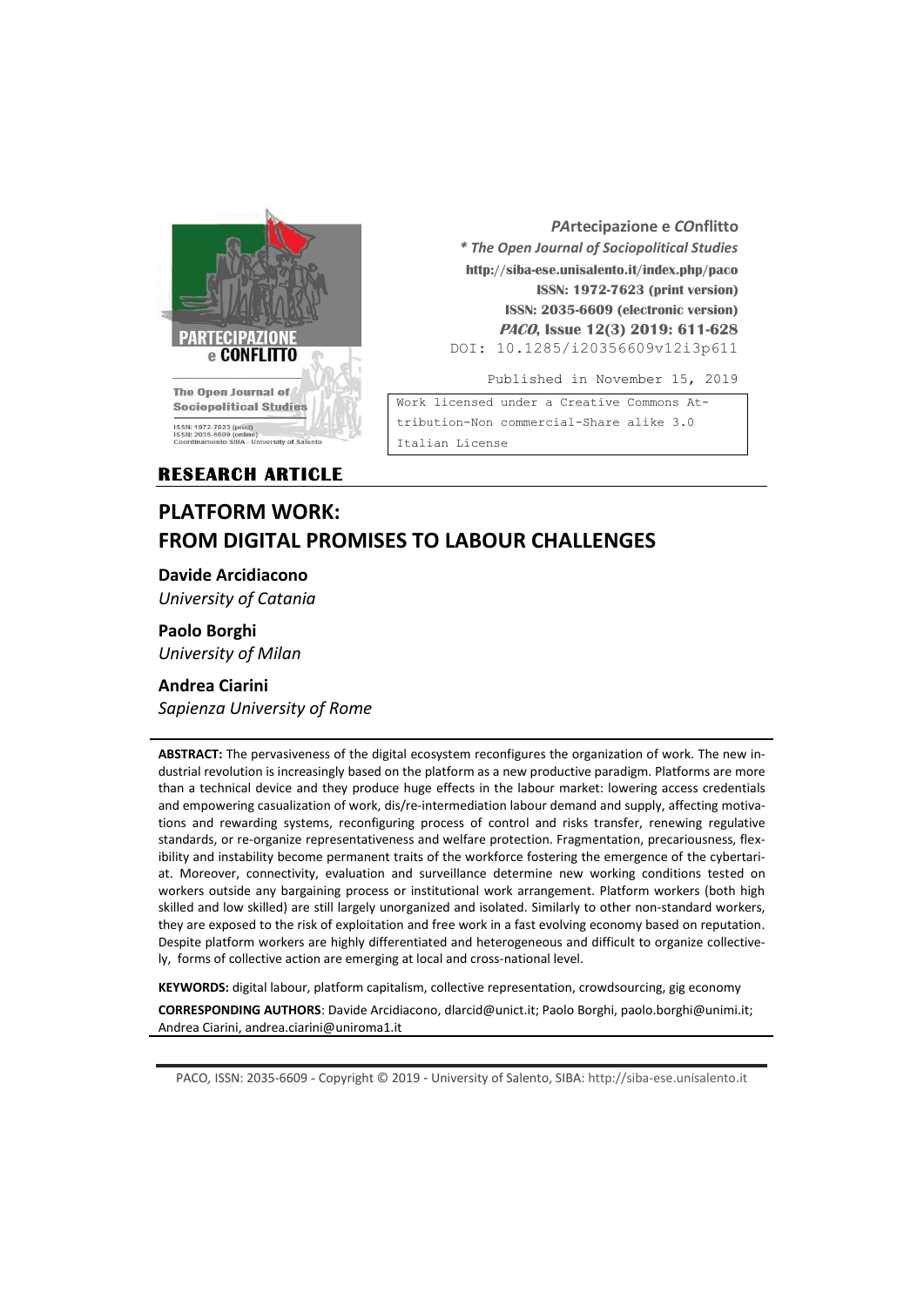***PA**rtecipazione e **CO**nflitto*
***\* The Open Journal of Sociopolitical Studies***
**http://siba-ese.unisalento.it/index.php/paco**
**ISSN: 1972-7623 (print version)**
**ISSN: 2035-6609 (electronic version)**
***PACO*, Issue 12(3) 2019: 611-628**
DOI: 10.1285/i20356609v12i3p611

Published in November 15, 2019

Work licensed under a Creative Commons Attribution-Non commercial-Share alike 3.0 Italian License

**RESEARCH ARTICLE**

# PLATFORM WORK: FROM DIGITAL PROMISES TO LABOUR CHALLENGES

**Davide Arcidiacono**
*University of Catania*

**Paolo Borghi**
*University of Milan*

**Andrea Ciarini**
*Sapienza University of Rome*

**ABSTRACT:** The pervasiveness of the digital ecosystem reconfigures the organization of work. The new industrial revolution is increasingly based on the platform as a new productive paradigm. Platforms are more than a technical device and they produce huge effects in the labour market: lowering access credentials and empowering casualization of work, dis/re-intermediation labour demand and supply, affecting motivations and rewarding systems, reconfiguring process of control and risks transfer, renewing regulative standards, or re-organize representativeness and welfare protection. Fragmentation, precariousness, flexibility and instability become permanent traits of the workforce fostering the emergence of the cybertariat. Moreover, connectivity, evaluation and surveillance determine new working conditions tested on workers outside any bargaining process or institutional work arrangement. Platform workers (both high skilled and low skilled) are still largely unorganized and isolated. Similarly to other non-standard workers, they are exposed to the risk of exploitation and free work in a fast evolving economy based on reputation. Despite platform workers are highly differentiated and heterogeneous and difficult to organize collectively, forms of collective action are emerging at local and cross-national level.

**KEYWORDS:** digital labour, platform capitalism, collective representation, crowdsourcing, gig economy

**CORRESPONDING AUTHORS**: Davide Arcidiacono, dlarcid@unict.it; Paolo Borghi, paolo.borghi@unimi.it; Andrea Ciarini, andrea.ciarini@uniroma1.it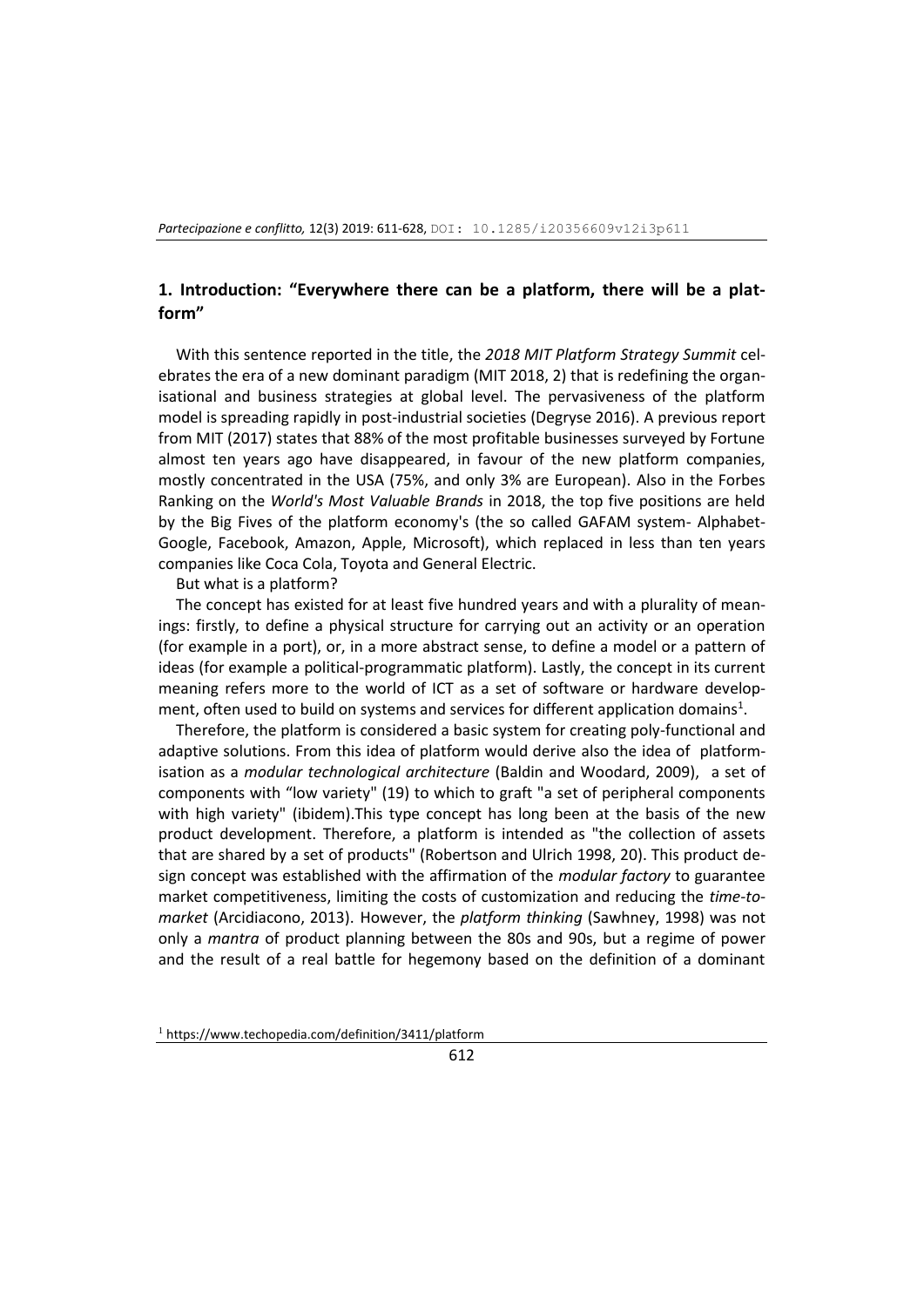## 1. Introduction: "Everywhere there can be a platform, there will be a platform"

With this sentence reported in the title, the *2018 MIT Platform Strategy Summit* celebrates the era of a new dominant paradigm (MIT 2018, 2) that is redefining the organisational and business strategies at global level. The pervasiveness of the platform model is spreading rapidly in post-industrial societies (Degryse 2016). A previous report from MIT (2017) states that 88% of the most profitable businesses surveyed by Fortune almost ten years ago have disappeared, in favour of the new platform companies, mostly concentrated in the USA (75%, and only 3% are European). Also in the Forbes Ranking on the *World's Most Valuable Brands* in 2018, the top five positions are held by the Big Fives of the platform economy's (the so called GAFAM system- Alphabet-Google, Facebook, Amazon, Apple, Microsoft), which replaced in less than ten years companies like Coca Cola, Toyota and General Electric.

But what is a platform?

The concept has existed for at least five hundred years and with a plurality of meanings: firstly, to define a physical structure for carrying out an activity or an operation (for example in a port), or, in a more abstract sense, to define a model or a pattern of ideas (for example a political-programmatic platform). Lastly, the concept in its current meaning refers more to the world of ICT as a set of software or hardware development, often used to build on systems and services for different application domains[1].

Therefore, the platform is considered a basic system for creating poly-functional and adaptive solutions. From this idea of platform would derive also the idea of platformisation as a *modular technological architecture* (Baldin and Woodard, 2009), a set of components with "low variety" (19) to which to graft "a set of peripheral components with high variety" (ibidem).This type concept has long been at the basis of the new product development. Therefore, a platform is intended as "the collection of assets that are shared by a set of products" (Robertson and Ulrich 1998, 20). This product design concept was established with the affirmation of the *modular factory* to guarantee market competitiveness, limiting the costs of customization and reducing the *time-to-market* (Arcidiacono, 2013). However, the *platform thinking* (Sawhney, 1998) was not only a *mantra* of product planning between the 80s and 90s, but a regime of power and the result of a real battle for hegemony based on the definition of a dominant

[1] https://www.techopedia.com/definition/3411/platform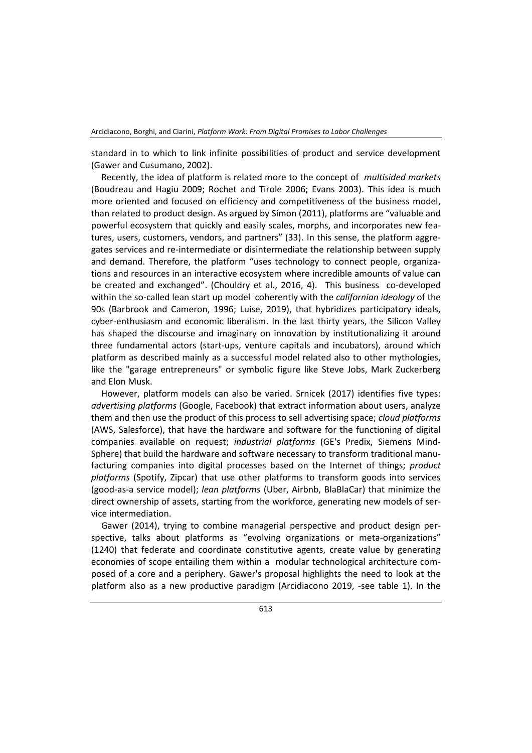standard in to which to link infinite possibilities of product and service development (Gawer and Cusumano, 2002).

Recently, the idea of platform is related more to the concept of *multisided markets* (Boudreau and Hagiu 2009; Rochet and Tirole 2006; Evans 2003). This idea is much more oriented and focused on efficiency and competitiveness of the business model, than related to product design. As argued by Simon (2011), platforms are "valuable and powerful ecosystem that quickly and easily scales, morphs, and incorporates new features, users, customers, vendors, and partners" (33). In this sense, the platform aggregates services and re-intermediate or disintermediate the relationship between supply and demand. Therefore, the platform "uses technology to connect people, organizations and resources in an interactive ecosystem where incredible amounts of value can be created and exchanged". (Chouldry et al., 2016, 4). This business co-developed within the so-called lean start up model coherently with the *californian ideology* of the 90s (Barbrook and Cameron, 1996; Luise, 2019), that hybridizes participatory ideals, cyber-enthusiasm and economic liberalism. In the last thirty years, the Silicon Valley has shaped the discourse and imaginary on innovation by institutionalizing it around three fundamental actors (start-ups, venture capitals and incubators), around which platform as described mainly as a successful model related also to other mythologies, like the "garage entrepreneurs" or symbolic figure like Steve Jobs, Mark Zuckerberg and Elon Musk.

However, platform models can also be varied. Srnicek (2017) identifies five types: *advertising platforms* (Google, Facebook) that extract information about users, analyze them and then use the product of this process to sell advertising space; *cloud platforms* (AWS, Salesforce), that have the hardware and software for the functioning of digital companies available on request; *industrial platforms* (GE's Predix, Siemens MindSphere) that build the hardware and software necessary to transform traditional manufacturing companies into digital processes based on the Internet of things; *product platforms* (Spotify, Zipcar) that use other platforms to transform goods into services (good-as-a service model); *lean platforms* (Uber, Airbnb, BlaBlaCar) that minimize the direct ownership of assets, starting from the workforce, generating new models of service intermediation.

Gawer (2014), trying to combine managerial perspective and product design perspective, talks about platforms as "evolving organizations or meta-organizations" (1240) that federate and coordinate constitutive agents, create value by generating economies of scope entailing them within a modular technological architecture composed of a core and a periphery. Gawer's proposal highlights the need to look at the platform also as a new productive paradigm (Arcidiacono 2019, -see table 1). In the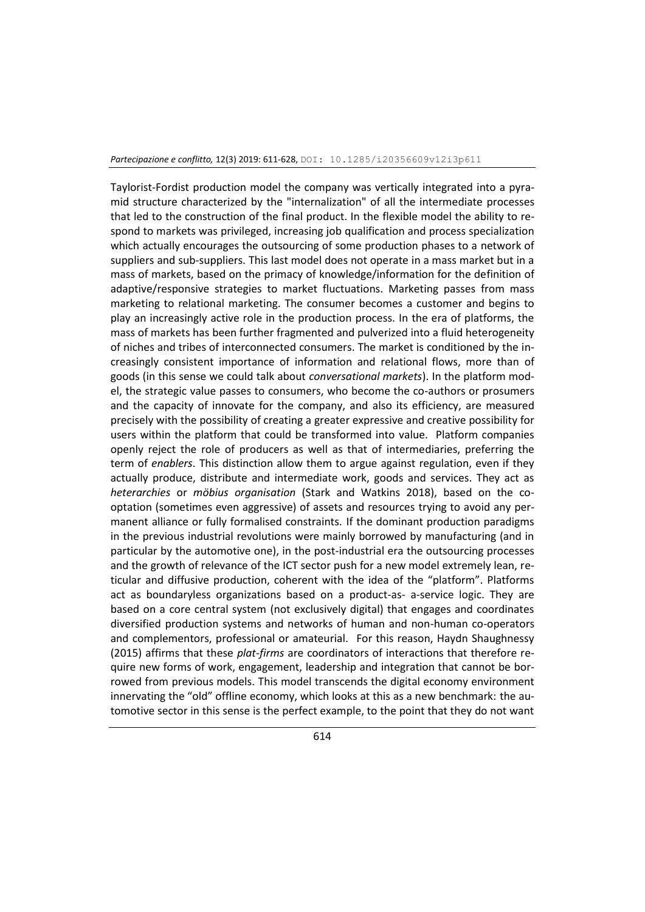Taylorist-Fordist production model the company was vertically integrated into a pyramid structure characterized by the "internalization" of all the intermediate processes that led to the construction of the final product. In the flexible model the ability to respond to markets was privileged, increasing job qualification and process specialization which actually encourages the outsourcing of some production phases to a network of suppliers and sub-suppliers. This last model does not operate in a mass market but in a mass of markets, based on the primacy of knowledge/information for the definition of adaptive/responsive strategies to market fluctuations. Marketing passes from mass marketing to relational marketing. The consumer becomes a customer and begins to play an increasingly active role in the production process. In the era of platforms, the mass of markets has been further fragmented and pulverized into a fluid heterogeneity of niches and tribes of interconnected consumers. The market is conditioned by the increasingly consistent importance of information and relational flows, more than of goods (in this sense we could talk about *conversational markets*). In the platform model, the strategic value passes to consumers, who become the co-authors or prosumers and the capacity of innovate for the company, and also its efficiency, are measured precisely with the possibility of creating a greater expressive and creative possibility for users within the platform that could be transformed into value. Platform companies openly reject the role of producers as well as that of intermediaries, preferring the term of *enablers*. This distinction allow them to argue against regulation, even if they actually produce, distribute and intermediate work, goods and services. They act as *heterarchies* or *möbius organisation* (Stark and Watkins 2018), based on the co-optation (sometimes even aggressive) of assets and resources trying to avoid any permanent alliance or fully formalised constraints. If the dominant production paradigms in the previous industrial revolutions were mainly borrowed by manufacturing (and in particular by the automotive one), in the post-industrial era the outsourcing processes and the growth of relevance of the ICT sector push for a new model extremely lean, reticular and diffusive production, coherent with the idea of the "platform". Platforms act as boundaryless organizations based on a product-as- a-service logic. They are based on a core central system (not exclusively digital) that engages and coordinates diversified production systems and networks of human and non-human co-operators and complementors, professional or amateurial. For this reason, Haydn Shaughnessy (2015) affirms that these *plat-firms* are coordinators of interactions that therefore require new forms of work, engagement, leadership and integration that cannot be borrowed from previous models. This model transcends the digital economy environment innervating the "old" offline economy, which looks at this as a new benchmark: the automotive sector in this sense is the perfect example, to the point that they do not want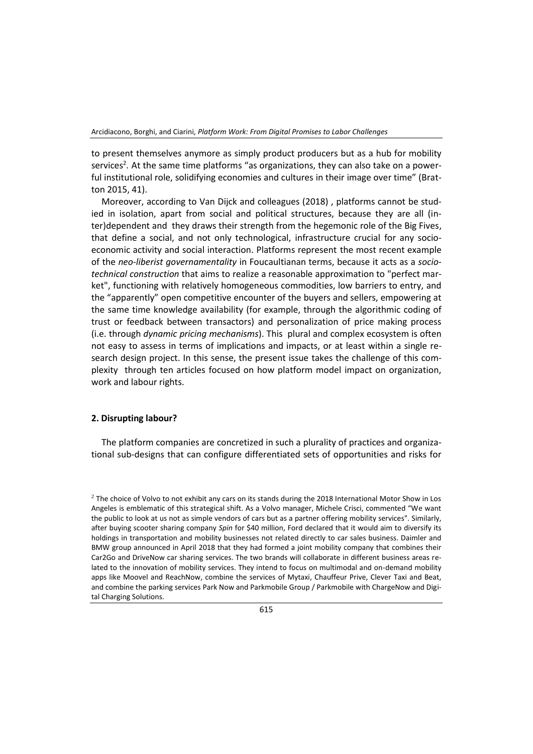to present themselves anymore as simply product producers but as a hub for mobility services[2]. At the same time platforms "as organizations, they can also take on a powerful institutional role, solidifying economies and cultures in their image over time" (Bratton 2015, 41).

Moreover, according to Van Dijck and colleagues (2018) , platforms cannot be studied in isolation, apart from social and political structures, because they are all (inter)dependent and they draws their strength from the hegemonic role of the Big Fives, that define a social, and not only technological, infrastructure crucial for any socio-economic activity and social interaction. Platforms represent the most recent example of the *neo-liberist governamentality* in Foucaultianan terms, because it acts as a *socio-technical construction* that aims to realize a reasonable approximation to "perfect market", functioning with relatively homogeneous commodities, low barriers to entry, and the "apparently" open competitive encounter of the buyers and sellers, empowering at the same time knowledge availability (for example, through the algorithmic coding of trust or feedback between transactors) and personalization of price making process (i.e. through *dynamic pricing mechanisms*). This plural and complex ecosystem is often not easy to assess in terms of implications and impacts, or at least within a single research design project. In this sense, the present issue takes the challenge of this complexity through ten articles focused on how platform model impact on organization, work and labour rights.

## 2. Disrupting labour?

The platform companies are concretized in such a plurality of practices and organizational sub-designs that can configure differentiated sets of opportunities and risks for

---

[2] The choice of Volvo to not exhibit any cars on its stands during the 2018 International Motor Show in Los Angeles is emblematic of this strategical shift. As a Volvo manager, Michele Crisci, commented "We want the public to look at us not as simple vendors of cars but as a partner offering mobility services". Similarly, after buying scooter sharing company *Spin* for $40 million, Ford declared that it would aim to diversify its holdings in transportation and mobility businesses not related directly to car sales business. Daimler and BMW group announced in April 2018 that they had formed a joint mobility company that combines their Car2Go and DriveNow car sharing services. The two brands will collaborate in different business areas related to the innovation of mobility services. They intend to focus on multimodal and on-demand mobility apps like Moovel and ReachNow, combine the services of Mytaxi, Chauffeur Prive, Clever Taxi and Beat, and combine the parking services Park Now and Parkmobile Group / Parkmobile with ChargeNow and Digital Charging Solutions.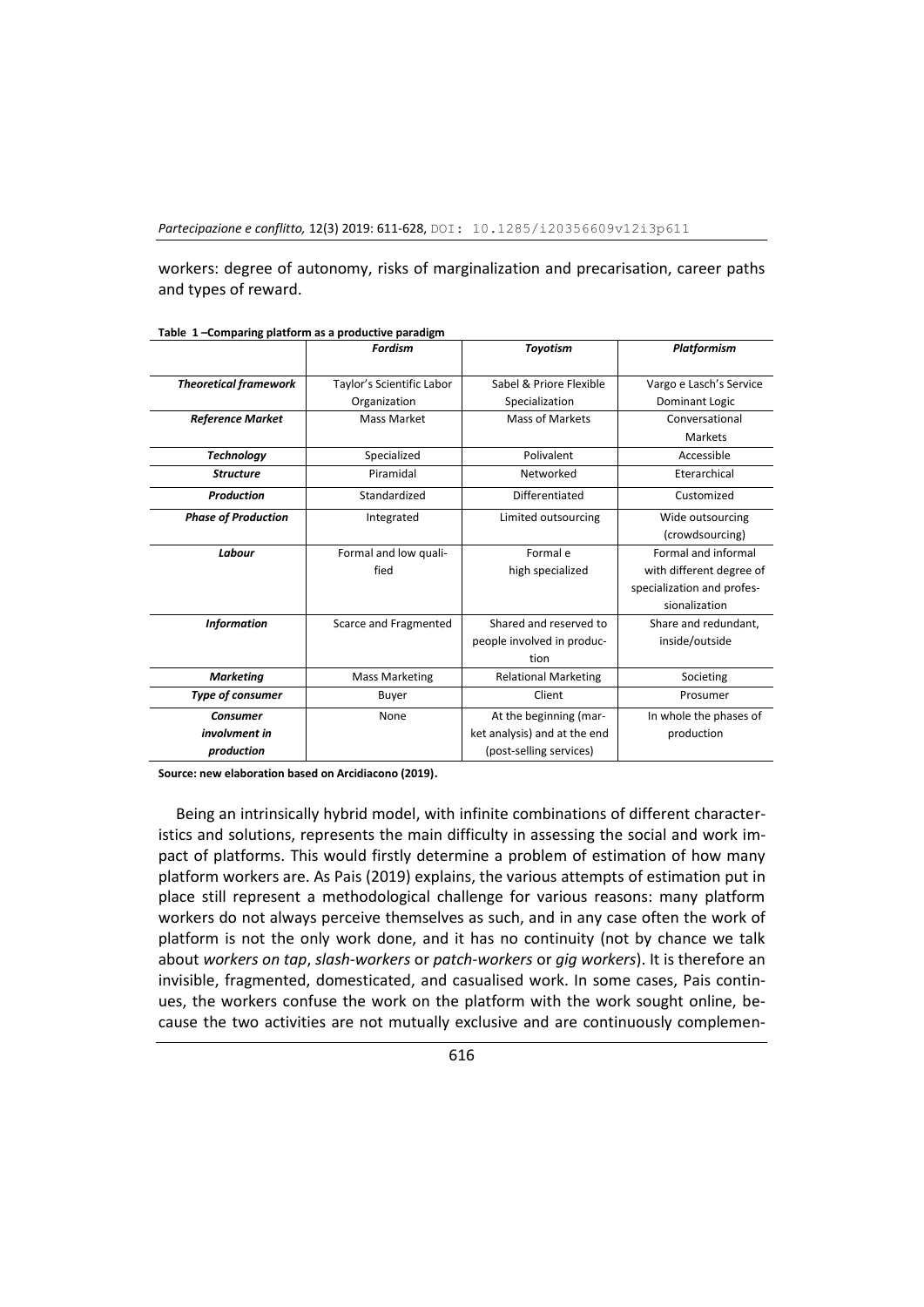workers: degree of autonomy, risks of marginalization and precarisation, career paths and types of reward.

**Table 1 –Comparing platform as a productive paradigm**

| | *Fordism* | *Toyotism* | *Platformism* |
|---|---|---|---|
| ***Theoretical framework*** | Taylor's Scientific Labor Organization | Sabel & Priore Flexible Specialization | Vargo e Lasch's Service Dominant Logic |
| ***Reference Market*** | Mass Market | Mass of Markets | Conversational Markets |
| ***Technology*** | Specialized | Polivalent | Accessible |
| ***Structure*** | Piramidal | Networked | Eterarchical |
| ***Production*** | Standardized | Differentiated | Customized |
| ***Phase of Production*** | Integrated | Limited outsourcing | Wide outsourcing (crowdsourcing) |
| ***Labour*** | Formal and low qualified | Formal e high specialized | Formal and informal with different degree of specialization and professionalization |
| ***Information*** | Scarce and Fragmented | Shared and reserved to people involved in production | Share and redundant, inside/outside |
| ***Marketing*** | Mass Marketing | Relational Marketing | Societing |
| ***Type of consumer*** | Buyer | Client | Prosumer |
| ***Consumer involvment in production*** | None | At the beginning (market analysis) and at the end (post-selling services) | In whole the phases of production |

**Source: new elaboration based on Arcidiacono (2019).**

Being an intrinsically hybrid model, with infinite combinations of different characteristics and solutions, represents the main difficulty in assessing the social and work impact of platforms. This would firstly determine a problem of estimation of how many platform workers are. As Pais (2019) explains, the various attempts of estimation put in place still represent a methodological challenge for various reasons: many platform workers do not always perceive themselves as such, and in any case often the work of platform is not the only work done, and it has no continuity (not by chance we talk about *workers on tap*, *slash-workers* or *patch-workers* or *gig workers*). It is therefore an invisible, fragmented, domesticated, and casualised work. In some cases, Pais continues, the workers confuse the work on the platform with the work sought online, because the two activities are not mutually exclusive and are continuously complemen-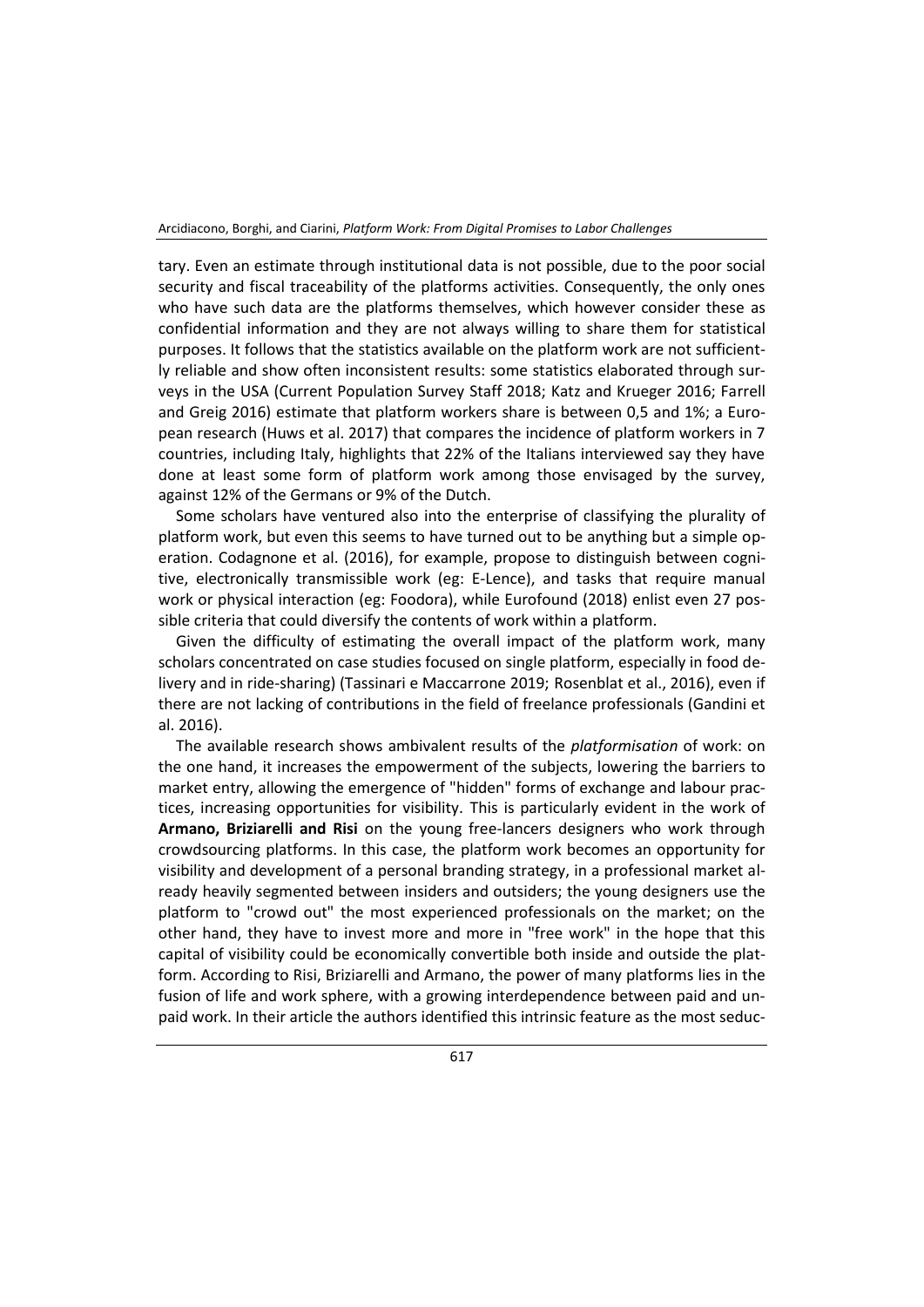tary. Even an estimate through institutional data is not possible, due to the poor social security and fiscal traceability of the platforms activities. Consequently, the only ones who have such data are the platforms themselves, which however consider these as confidential information and they are not always willing to share them for statistical purposes. It follows that the statistics available on the platform work are not sufficiently reliable and show often inconsistent results: some statistics elaborated through surveys in the USA (Current Population Survey Staff 2018; Katz and Krueger 2016; Farrell and Greig 2016) estimate that platform workers share is between 0,5 and 1%; a European research (Huws et al. 2017) that compares the incidence of platform workers in 7 countries, including Italy, highlights that 22% of the Italians interviewed say they have done at least some form of platform work among those envisaged by the survey, against 12% of the Germans or 9% of the Dutch.

Some scholars have ventured also into the enterprise of classifying the plurality of platform work, but even this seems to have turned out to be anything but a simple operation. Codagnone et al. (2016), for example, propose to distinguish between cognitive, electronically transmissible work (eg: E-Lence), and tasks that require manual work or physical interaction (eg: Foodora), while Eurofound (2018) enlist even 27 possible criteria that could diversify the contents of work within a platform.

Given the difficulty of estimating the overall impact of the platform work, many scholars concentrated on case studies focused on single platform, especially in food delivery and in ride-sharing) (Tassinari e Maccarrone 2019; Rosenblat et al., 2016), even if there are not lacking of contributions in the field of freelance professionals (Gandini et al. 2016).

The available research shows ambivalent results of the *platformisation* of work: on the one hand, it increases the empowerment of the subjects, lowering the barriers to market entry, allowing the emergence of "hidden" forms of exchange and labour practices, increasing opportunities for visibility. This is particularly evident in the work of **Armano, Briziarelli and Risi** on the young free-lancers designers who work through crowdsourcing platforms. In this case, the platform work becomes an opportunity for visibility and development of a personal branding strategy, in a professional market already heavily segmented between insiders and outsiders; the young designers use the platform to "crowd out" the most experienced professionals on the market; on the other hand, they have to invest more and more in "free work" in the hope that this capital of visibility could be economically convertible both inside and outside the platform. According to Risi, Briziarelli and Armano, the power of many platforms lies in the fusion of life and work sphere, with a growing interdependence between paid and unpaid work. In their article the authors identified this intrinsic feature as the most seduc-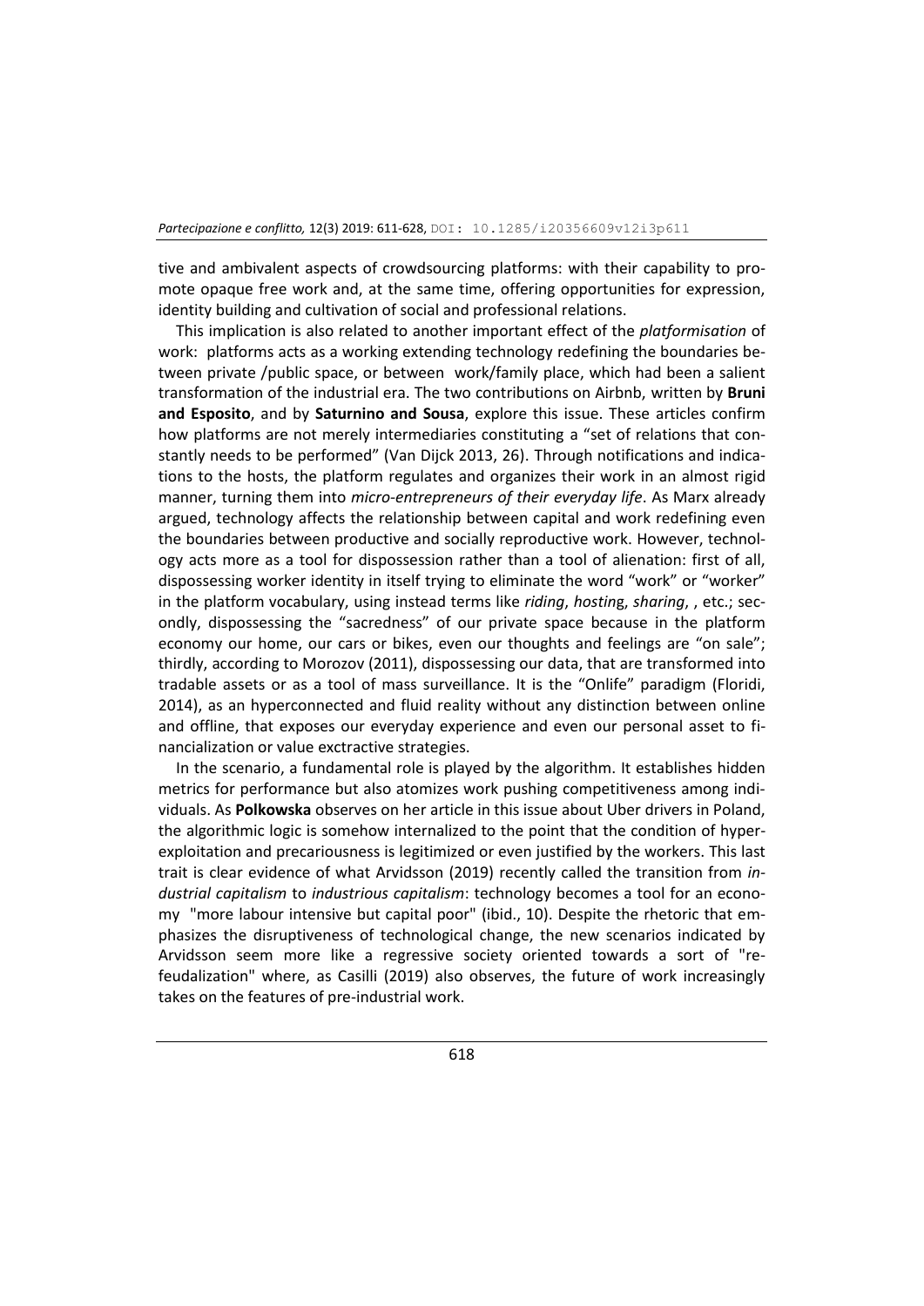tive and ambivalent aspects of crowdsourcing platforms: with their capability to promote opaque free work and, at the same time, offering opportunities for expression, identity building and cultivation of social and professional relations.

This implication is also related to another important effect of the *platformisation* of work: platforms acts as a working extending technology redefining the boundaries between private /public space, or between work/family place, which had been a salient transformation of the industrial era. The two contributions on Airbnb, written by **Bruni and Esposito**, and by **Saturnino and Sousa**, explore this issue. These articles confirm how platforms are not merely intermediaries constituting a "set of relations that constantly needs to be performed" (Van Dijck 2013, 26). Through notifications and indications to the hosts, the platform regulates and organizes their work in an almost rigid manner, turning them into *micro-entrepreneurs of their everyday life*. As Marx already argued, technology affects the relationship between capital and work redefining even the boundaries between productive and socially reproductive work. However, technology acts more as a tool for dispossession rather than a tool of alienation: first of all, dispossessing worker identity in itself trying to eliminate the word "work" or "worker" in the platform vocabulary, using instead terms like *riding*, *hostin*g, *sharing*, , etc.; secondly, dispossessing the "sacredness" of our private space because in the platform economy our home, our cars or bikes, even our thoughts and feelings are "on sale"; thirdly, according to Morozov (2011), dispossessing our data, that are transformed into tradable assets or as a tool of mass surveillance. It is the "Onlife" paradigm (Floridi, 2014), as an hyperconnected and fluid reality without any distinction between online and offline, that exposes our everyday experience and even our personal asset to financialization or value exctractive strategies.

In the scenario, a fundamental role is played by the algorithm. It establishes hidden metrics for performance but also atomizes work pushing competitiveness among individuals. As **Polkowska** observes on her article in this issue about Uber drivers in Poland, the algorithmic logic is somehow internalized to the point that the condition of hyper-exploitation and precariousness is legitimized or even justified by the workers. This last trait is clear evidence of what Arvidsson (2019) recently called the transition from *industrial capitalism* to *industrious capitalism*: technology becomes a tool for an economy "more labour intensive but capital poor" (ibid., 10). Despite the rhetoric that emphasizes the disruptiveness of technological change, the new scenarios indicated by Arvidsson seem more like a regressive society oriented towards a sort of "re-feudalization" where, as Casilli (2019) also observes, the future of work increasingly takes on the features of pre-industrial work.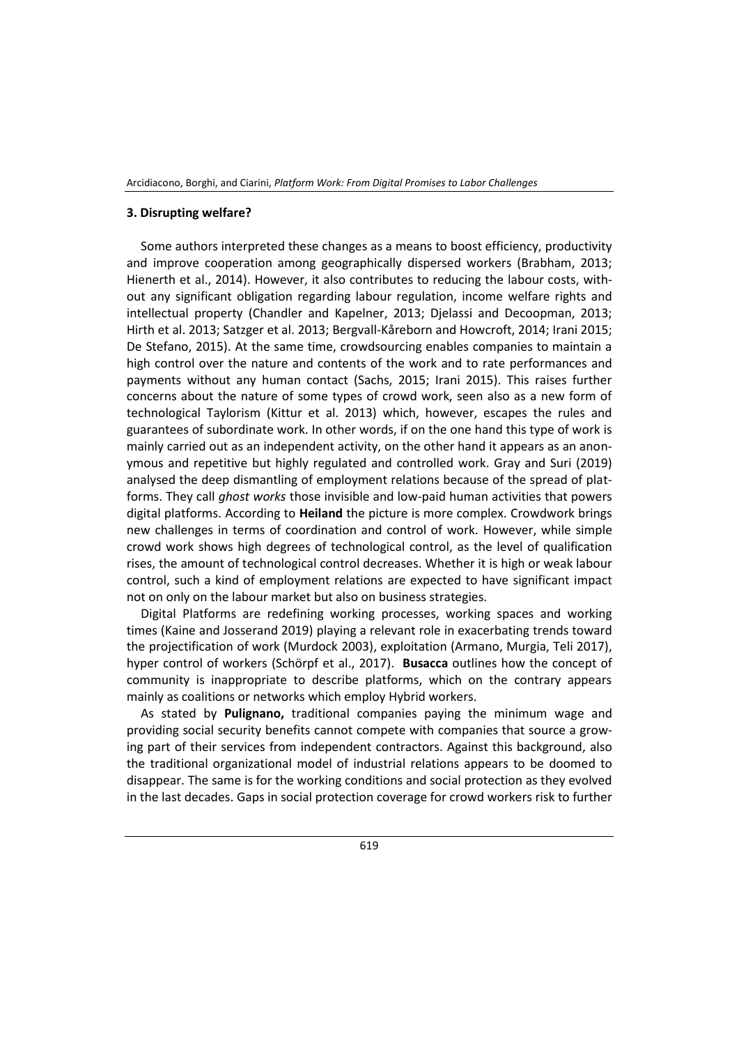### 3. Disrupting welfare?

Some authors interpreted these changes as a means to boost efficiency, productivity and improve cooperation among geographically dispersed workers (Brabham, 2013; Hienerth et al., 2014). However, it also contributes to reducing the labour costs, without any significant obligation regarding labour regulation, income welfare rights and intellectual property (Chandler and Kapelner, 2013; Djelassi and Decoopman, 2013; Hirth et al. 2013; Satzger et al. 2013; Bergvall-Kåreborn and Howcroft, 2014; Irani 2015; De Stefano, 2015). At the same time, crowdsourcing enables companies to maintain a high control over the nature and contents of the work and to rate performances and payments without any human contact (Sachs, 2015; Irani 2015). This raises further concerns about the nature of some types of crowd work, seen also as a new form of technological Taylorism (Kittur et al. 2013) which, however, escapes the rules and guarantees of subordinate work. In other words, if on the one hand this type of work is mainly carried out as an independent activity, on the other hand it appears as an anonymous and repetitive but highly regulated and controlled work. Gray and Suri (2019) analysed the deep dismantling of employment relations because of the spread of platforms. They call *ghost works* those invisible and low-paid human activities that powers digital platforms. According to **Heiland** the picture is more complex. Crowdwork brings new challenges in terms of coordination and control of work. However, while simple crowd work shows high degrees of technological control, as the level of qualification rises, the amount of technological control decreases. Whether it is high or weak labour control, such a kind of employment relations are expected to have significant impact not on only on the labour market but also on business strategies.

Digital Platforms are redefining working processes, working spaces and working times (Kaine and Josserand 2019) playing a relevant role in exacerbating trends toward the projectification of work (Murdock 2003), exploitation (Armano, Murgia, Teli 2017), hyper control of workers (Schörpf et al., 2017). **Busacca** outlines how the concept of community is inappropriate to describe platforms, which on the contrary appears mainly as coalitions or networks which employ Hybrid workers.

As stated by **Pulignano,** traditional companies paying the minimum wage and providing social security benefits cannot compete with companies that source a growing part of their services from independent contractors. Against this background, also the traditional organizational model of industrial relations appears to be doomed to disappear. The same is for the working conditions and social protection as they evolved in the last decades. Gaps in social protection coverage for crowd workers risk to further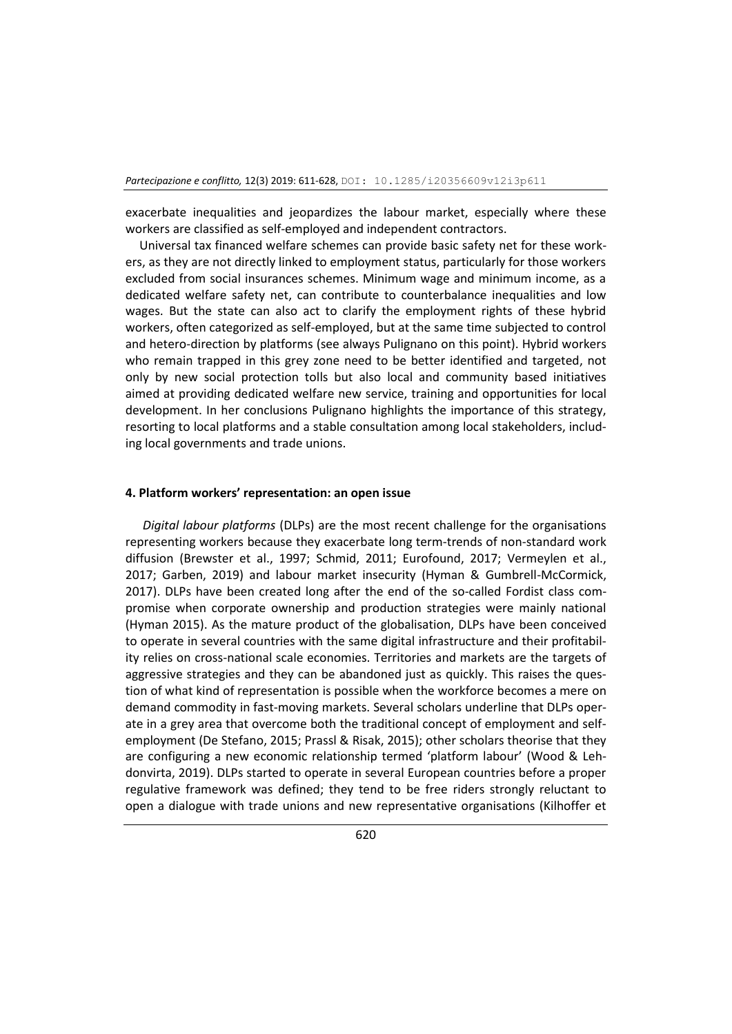exacerbate inequalities and jeopardizes the labour market, especially where these workers are classified as self-employed and independent contractors.

Universal tax financed welfare schemes can provide basic safety net for these workers, as they are not directly linked to employment status, particularly for those workers excluded from social insurances schemes. Minimum wage and minimum income, as a dedicated welfare safety net, can contribute to counterbalance inequalities and low wages. But the state can also act to clarify the employment rights of these hybrid workers, often categorized as self-employed, but at the same time subjected to control and hetero-direction by platforms (see always Pulignano on this point). Hybrid workers who remain trapped in this grey zone need to be better identified and targeted, not only by new social protection tolls but also local and community based initiatives aimed at providing dedicated welfare new service, training and opportunities for local development. In her conclusions Pulignano highlights the importance of this strategy, resorting to local platforms and a stable consultation among local stakeholders, including local governments and trade unions.

## 4. Platform workers' representation: an open issue

*Digital labour platforms* (DLPs) are the most recent challenge for the organisations representing workers because they exacerbate long term-trends of non-standard work diffusion (Brewster et al., 1997; Schmid, 2011; Eurofound, 2017; Vermeylen et al., 2017; Garben, 2019) and labour market insecurity (Hyman & Gumbrell-McCormick, 2017). DLPs have been created long after the end of the so-called Fordist class compromise when corporate ownership and production strategies were mainly national (Hyman 2015). As the mature product of the globalisation, DLPs have been conceived to operate in several countries with the same digital infrastructure and their profitability relies on cross-national scale economies. Territories and markets are the targets of aggressive strategies and they can be abandoned just as quickly. This raises the question of what kind of representation is possible when the workforce becomes a mere on demand commodity in fast-moving markets. Several scholars underline that DLPs operate in a grey area that overcome both the traditional concept of employment and self-employment (De Stefano, 2015; Prassl & Risak, 2015); other scholars theorise that they are configuring a new economic relationship termed 'platform labour' (Wood & Lehdonvirta, 2019). DLPs started to operate in several European countries before a proper regulative framework was defined; they tend to be free riders strongly reluctant to open a dialogue with trade unions and new representative organisations (Kilhoffer et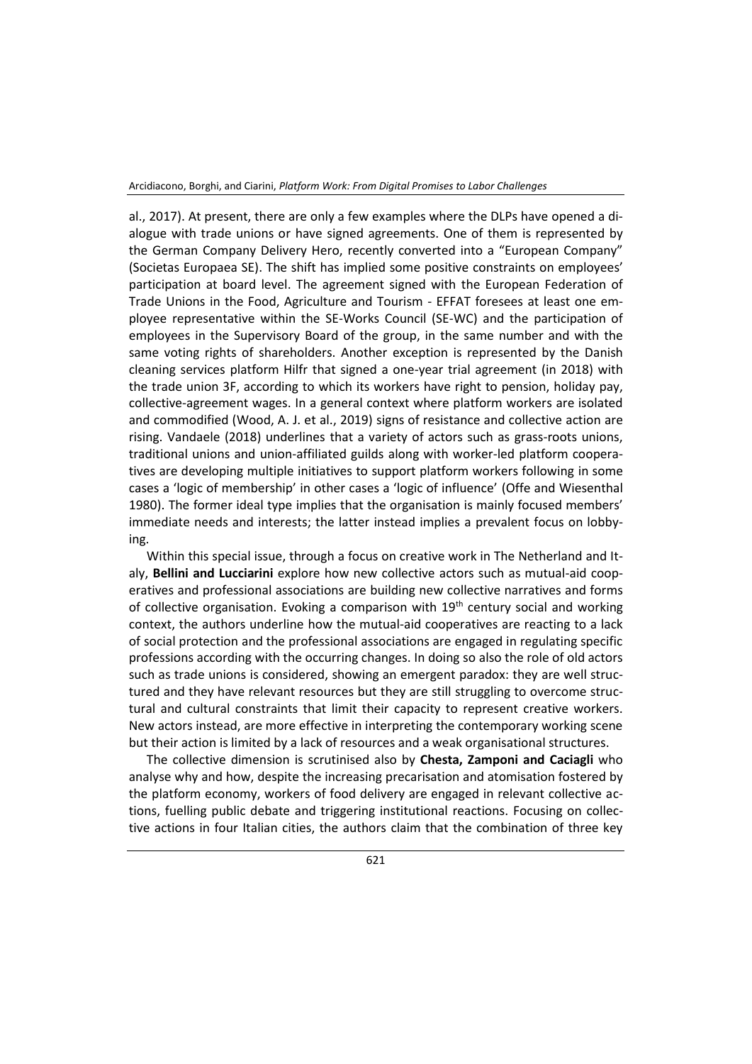al., 2017). At present, there are only a few examples where the DLPs have opened a dialogue with trade unions or have signed agreements. One of them is represented by the German Company Delivery Hero, recently converted into a "European Company" (Societas Europaea SE). The shift has implied some positive constraints on employees' participation at board level. The agreement signed with the European Federation of Trade Unions in the Food, Agriculture and Tourism - EFFAT foresees at least one employee representative within the SE-Works Council (SE-WC) and the participation of employees in the Supervisory Board of the group, in the same number and with the same voting rights of shareholders. Another exception is represented by the Danish cleaning services platform Hilfr that signed a one-year trial agreement (in 2018) with the trade union 3F, according to which its workers have right to pension, holiday pay, collective-agreement wages. In a general context where platform workers are isolated and commodified (Wood, A. J. et al., 2019) signs of resistance and collective action are rising. Vandaele (2018) underlines that a variety of actors such as grass-roots unions, traditional unions and union-affiliated guilds along with worker-led platform cooperatives are developing multiple initiatives to support platform workers following in some cases a 'logic of membership' in other cases a 'logic of influence' (Offe and Wiesenthal 1980). The former ideal type implies that the organisation is mainly focused members' immediate needs and interests; the latter instead implies a prevalent focus on lobbying.

Within this special issue, through a focus on creative work in The Netherland and Italy, **Bellini and Lucciarini** explore how new collective actors such as mutual-aid cooperatives and professional associations are building new collective narratives and forms of collective organisation. Evoking a comparison with 19th century social and working context, the authors underline how the mutual-aid cooperatives are reacting to a lack of social protection and the professional associations are engaged in regulating specific professions according with the occurring changes. In doing so also the role of old actors such as trade unions is considered, showing an emergent paradox: they are well structured and they have relevant resources but they are still struggling to overcome structural and cultural constraints that limit their capacity to represent creative workers. New actors instead, are more effective in interpreting the contemporary working scene but their action is limited by a lack of resources and a weak organisational structures.

The collective dimension is scrutinised also by **Chesta, Zamponi and Caciagli** who analyse why and how, despite the increasing precarisation and atomisation fostered by the platform economy, workers of food delivery are engaged in relevant collective actions, fuelling public debate and triggering institutional reactions. Focusing on collective actions in four Italian cities, the authors claim that the combination of three key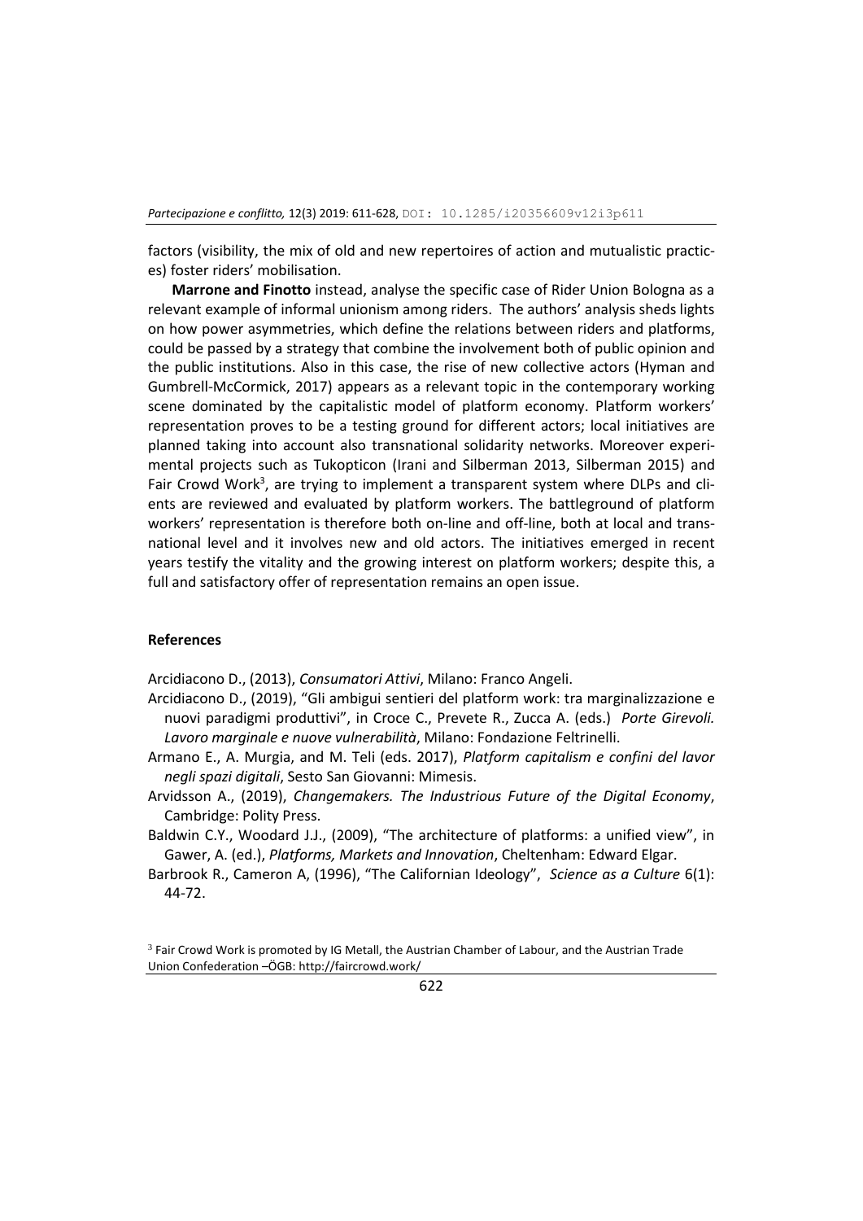factors (visibility, the mix of old and new repertoires of action and mutualistic practices) foster riders' mobilisation.

**Marrone and Finotto** instead, analyse the specific case of Rider Union Bologna as a relevant example of informal unionism among riders. The authors' analysis sheds lights on how power asymmetries, which define the relations between riders and platforms, could be passed by a strategy that combine the involvement both of public opinion and the public institutions. Also in this case, the rise of new collective actors (Hyman and Gumbrell-McCormick, 2017) appears as a relevant topic in the contemporary working scene dominated by the capitalistic model of platform economy. Platform workers' representation proves to be a testing ground for different actors; local initiatives are planned taking into account also transnational solidarity networks. Moreover experimental projects such as Tukopticon (Irani and Silberman 2013, Silberman 2015) and Fair Crowd Work[3], are trying to implement a transparent system where DLPs and clients are reviewed and evaluated by platform workers. The battleground of platform workers' representation is therefore both on-line and off-line, both at local and transnational level and it involves new and old actors. The initiatives emerged in recent years testify the vitality and the growing interest on platform workers; despite this, a full and satisfactory offer of representation remains an open issue.

## References

Arcidiacono D., (2013), *Consumatori Attivi*, Milano: Franco Angeli.

Arcidiacono D., (2019), "Gli ambigui sentieri del platform work: tra marginalizzazione e nuovi paradigmi produttivi", in Croce C., Prevete R., Zucca A. (eds.) *Porte Girevoli. Lavoro marginale e nuove vulnerabilità*, Milano: Fondazione Feltrinelli.

Armano E., A. Murgia, and M. Teli (eds. 2017), *Platform capitalism e confini del lavor negli spazi digitali*, Sesto San Giovanni: Mimesis.

Arvidsson A., (2019), *Changemakers. The Industrious Future of the Digital Economy*, Cambridge: Polity Press.

Baldwin C.Y., Woodard J.J., (2009), "The architecture of platforms: a unified view", in Gawer, A. (ed.), *Platforms, Markets and Innovation*, Cheltenham: Edward Elgar.

Barbrook R., Cameron A, (1996), "The Californian Ideology", *Science as a Culture* 6(1): 44-72.

[3] Fair Crowd Work is promoted by IG Metall, the Austrian Chamber of Labour, and the Austrian Trade Union Confederation –ÖGB: http://faircrowd.work/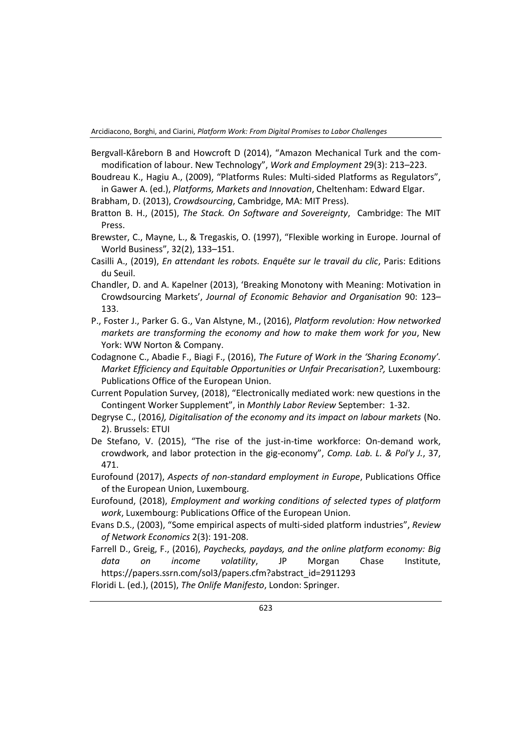Bergvall-Kåreborn B and Howcroft D (2014), "Amazon Mechanical Turk and the commodification of labour. New Technology", *Work and Employment* 29(3): 213–223.

Boudreau K., Hagiu A., (2009), "Platforms Rules: Multi-sided Platforms as Regulators", in Gawer A. (ed.), *Platforms, Markets and Innovation*, Cheltenham: Edward Elgar.

Brabham, D. (2013), *Crowdsourcing*, Cambridge, MA: MIT Press).

Bratton B. H., (2015), *The Stack. On Software and Sovereignty*, Cambridge: The MIT Press.

Brewster, C., Mayne, L., & Tregaskis, O. (1997), "Flexible working in Europe. Journal of World Business", 32(2), 133–151.

Casilli A., (2019), *En attendant les robots. Enquête sur le travail du clic*, Paris: Editions du Seuil.

Chandler, D. and A. Kapelner (2013), 'Breaking Monotony with Meaning: Motivation in Crowdsourcing Markets', *Journal of Economic Behavior and Organisation* 90: 123–133.

P., Foster J., Parker G. G., Van Alstyne, M., (2016), *Platform revolution: How networked markets are transforming the economy and how to make them work for you*, New York: WW Norton & Company.

Codagnone C., Abadie F., Biagi F., (2016), *The Future of Work in the 'Sharing Economy'. Market Efficiency and Equitable Opportunities or Unfair Precarisation?,* Luxembourg: Publications Office of the European Union.

Current Population Survey, (2018), "Electronically mediated work: new questions in the Contingent Worker Supplement", in *Monthly Labor Review* September: 1-32.

Degryse C., (2016*), Digitalisation of the economy and its impact on labour markets* (No. 2). Brussels: ETUI

De Stefano, V. (2015), "The rise of the just-in-time workforce: On-demand work, crowdwork, and labor protection in the gig-economy", *Comp. Lab. L. & Pol'y J.*, 37, 471.

Eurofound (2017), *Aspects of non-standard employment in Europe*, Publications Office of the European Union, Luxembourg.

Eurofound, (2018), *Employment and working conditions of selected types of platform work*, Luxembourg: Publications Office of the European Union.

Evans D.S., (2003), "Some empirical aspects of multi-sided platform industries", *Review of Network Economics* 2(3): 191-208.

Farrell D., Greig, F., (2016), *Paychecks, paydays, and the online platform economy: Big data on income volatility*, JP Morgan Chase Institute, https://papers.ssrn.com/sol3/papers.cfm?abstract_id=2911293

Floridi L. (ed.), (2015), *The Onlife Manifesto*, London: Springer.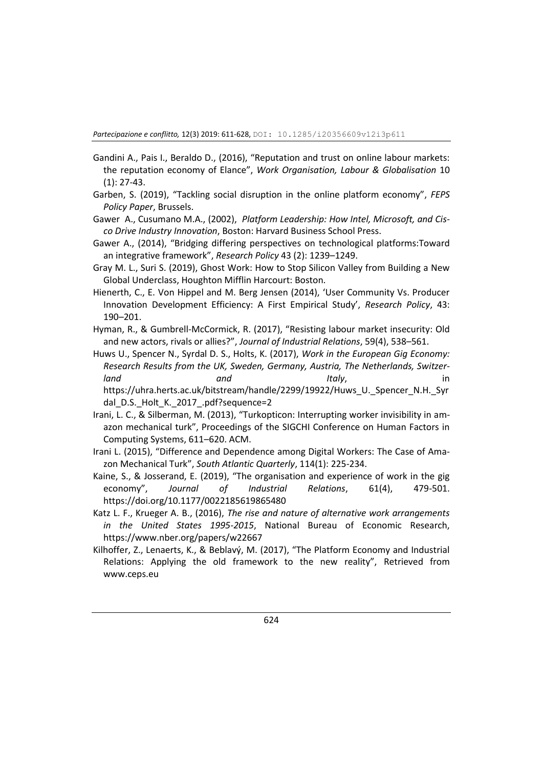Gandini A., Pais I., Beraldo D., (2016), "Reputation and trust on online labour markets: the reputation economy of Elance", *Work Organisation, Labour & Globalisation* 10 (1): 27-43.

Garben, S. (2019), "Tackling social disruption in the online platform economy", *FEPS Policy Paper*, Brussels.

Gawer A., Cusumano M.A., (2002), *Platform Leadership: How Intel, Microsoft, and Cisco Drive Industry Innovation*, Boston: Harvard Business School Press.

Gawer A., (2014), "Bridging differing perspectives on technological platforms:Toward an integrative framework", *Research Policy* 43 (2): 1239–1249.

Gray M. L., Suri S. (2019), Ghost Work: How to Stop Silicon Valley from Building a New Global Underclass, Houghton Mifflin Harcourt: Boston.

Hienerth, C., E. Von Hippel and M. Berg Jensen (2014), 'User Community Vs. Producer Innovation Development Efficiency: A First Empirical Study', *Research Policy*, 43: 190–201.

Hyman, R., & Gumbrell-McCormick, R. (2017), "Resisting labour market insecurity: Old and new actors, rivals or allies?", *Journal of Industrial Relations*, 59(4), 538–561.

Huws U., Spencer N., Syrdal D. S., Holts, K. (2017), *Work in the European Gig Economy: Research Results from the UK, Sweden, Germany, Austria, The Netherlands, Switzerland and Italy*, in https://uhra.herts.ac.uk/bitstream/handle/2299/19922/Huws_U._Spencer_N.H._Syrdal_D.S._Holt_K._2017_.pdf?sequence=2

Irani, L. C., & Silberman, M. (2013), "Turkopticon: Interrupting worker invisibility in amazon mechanical turk", Proceedings of the SIGCHI Conference on Human Factors in Computing Systems, 611–620. ACM.

Irani L. (2015), "Difference and Dependence among Digital Workers: The Case of Amazon Mechanical Turk", *South Atlantic Quarterly*, 114(1): 225-234.

Kaine, S., & Josserand, E. (2019), "The organisation and experience of work in the gig economy", *Journal of Industrial Relations*, 61(4), 479-501. https://doi.org/10.1177/0022185619865480

Katz L. F., Krueger A. B., (2016), *The rise and nature of alternative work arrangements in the United States 1995-2015*, National Bureau of Economic Research, https://www.nber.org/papers/w22667

Kilhoffer, Z., Lenaerts, K., & Beblavý, M. (2017), "The Platform Economy and Industrial Relations: Applying the old framework to the new reality", Retrieved from www.ceps.eu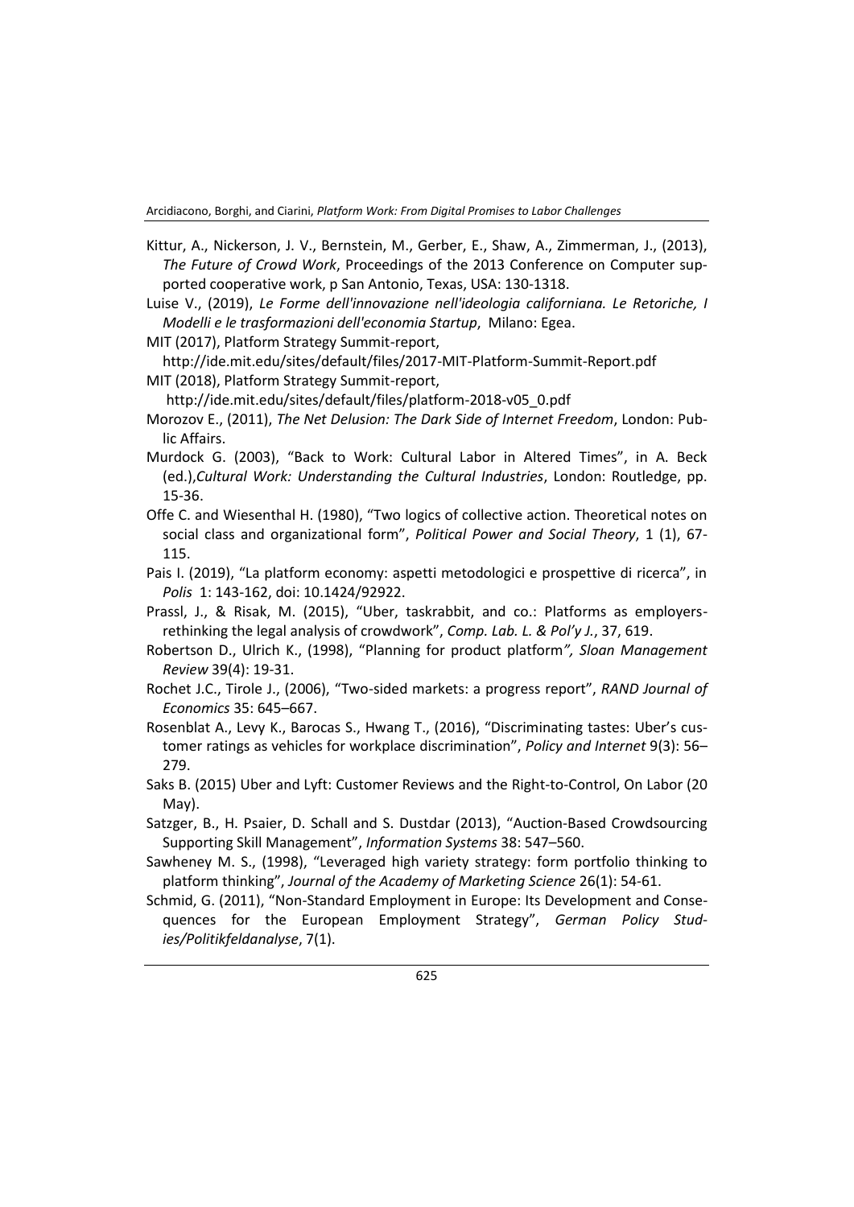Kittur, A., Nickerson, J. V., Bernstein, M., Gerber, E., Shaw, A., Zimmerman, J., (2013), *The Future of Crowd Work*, Proceedings of the 2013 Conference on Computer supported cooperative work, p San Antonio, Texas, USA: 130-1318.

Luise V., (2019), *Le Forme dell'innovazione nell'ideologia californiana. Le Retoriche, I Modelli e le trasformazioni dell'economia Startup*, Milano: Egea.

MIT (2017), Platform Strategy Summit-report, http://ide.mit.edu/sites/default/files/2017-MIT-Platform-Summit-Report.pdf

MIT (2018), Platform Strategy Summit-report, http://ide.mit.edu/sites/default/files/platform-2018-v05_0.pdf

Morozov E., (2011), *The Net Delusion: The Dark Side of Internet Freedom*, London: Public Affairs.

Murdock G. (2003), "Back to Work: Cultural Labor in Altered Times", in A. Beck (ed.),*Cultural Work: Understanding the Cultural Industries*, London: Routledge, pp. 15-36.

Offe C. and Wiesenthal H. (1980), "Two logics of collective action. Theoretical notes on social class and organizational form", *Political Power and Social Theory*, 1 (1), 67-115.

Pais I. (2019), "La platform economy: aspetti metodologici e prospettive di ricerca", in *Polis* 1: 143-162, doi: 10.1424/92922.

Prassl, J., & Risak, M. (2015), "Uber, taskrabbit, and co.: Platforms as employers-rethinking the legal analysis of crowdwork", *Comp. Lab. L. & Pol'y J.*, 37, 619.

Robertson D., Ulrich K., (1998), "Planning for product platform*", Sloan Management Review* 39(4): 19-31.

Rochet J.C., Tirole J., (2006), "Two-sided markets: a progress report", *RAND Journal of Economics* 35: 645–667.

Rosenblat A., Levy K., Barocas S., Hwang T., (2016), "Discriminating tastes: Uber's customer ratings as vehicles for workplace discrimination", *Policy and Internet* 9(3): 56–279.

Saks B. (2015) Uber and Lyft: Customer Reviews and the Right-to-Control, On Labor (20 May).

Satzger, B., H. Psaier, D. Schall and S. Dustdar (2013), "Auction-Based Crowdsourcing Supporting Skill Management", *Information Systems* 38: 547–560.

Sawheney M. S., (1998), "Leveraged high variety strategy: form portfolio thinking to platform thinking", *Journal of the Academy of Marketing Science* 26(1): 54-61.

Schmid, G. (2011), "Non-Standard Employment in Europe: Its Development and Consequences for the European Employment Strategy", *German Policy Studies/Politikfeldanalyse*, 7(1).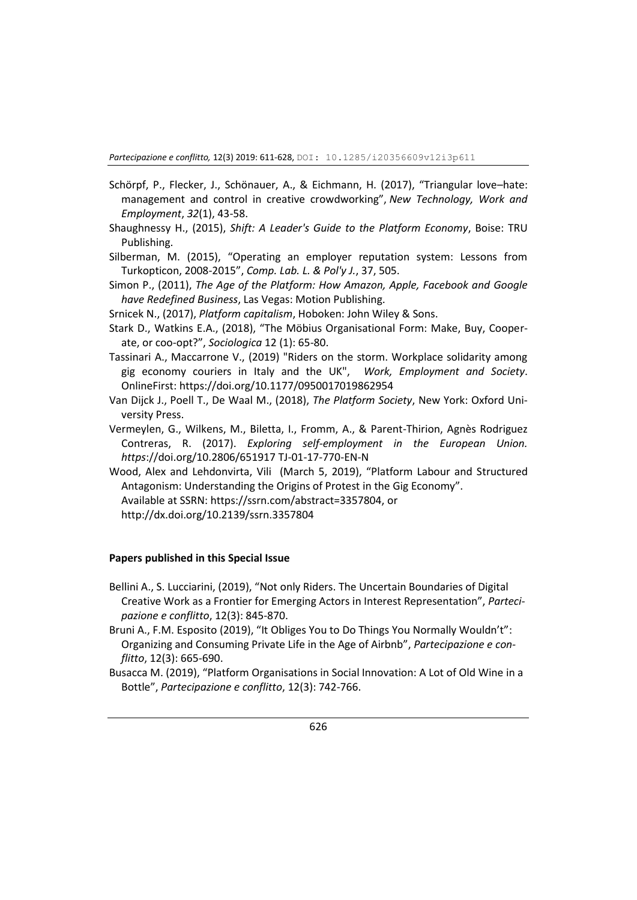Schörpf, P., Flecker, J., Schönauer, A., & Eichmann, H. (2017), “Triangular love–hate: management and control in creative crowdworking”, *New Technology, Work and Employment*, *32*(1), 43-58.

Shaughnessy H., (2015), *Shift: A Leader's Guide to the Platform Economy*, Boise: TRU Publishing.

Silberman, M. (2015), “Operating an employer reputation system: Lessons from Turkopticon, 2008-2015”, *Comp. Lab. L. & Pol'y J.*, 37, 505.

Simon P., (2011), *The Age of the Platform: How Amazon, Apple, Facebook and Google have Redefined Business*, Las Vegas: Motion Publishing.

Srnicek N., (2017), *Platform capitalism*, Hoboken: John Wiley & Sons.

Stark D., Watkins E.A., (2018), “The Möbius Organisational Form: Make, Buy, Cooperate, or coo-opt?”, *Sociologica* 12 (1): 65-80.

Tassinari A., Maccarrone V., (2019) "Riders on the storm. Workplace solidarity among gig economy couriers in Italy and the UK", *Work, Employment and Society*. OnlineFirst: https://doi.org/10.1177/0950017019862954

Van Dijck J., Poell T., De Waal M., (2018), *The Platform Society*, New York: Oxford University Press.

Vermeylen, G., Wilkens, M., Biletta, I., Fromm, A., & Parent-Thirion, Agnès Rodriguez Contreras, R. (2017). *Exploring self-employment in the European Union. https*://doi.org/10.2806/651917 TJ-01-17-770-EN-N

Wood, Alex and Lehdonvirta, Vili (March 5, 2019), “Platform Labour and Structured Antagonism: Understanding the Origins of Protest in the Gig Economy”. Available at SSRN: https://ssrn.com/abstract=3357804, or http://dx.doi.org/10.2139/ssrn.3357804

**Papers published in this Special Issue**

Bellini A., S. Lucciarini, (2019), “Not only Riders. The Uncertain Boundaries of Digital Creative Work as a Frontier for Emerging Actors in Interest Representation”, *Partecipazione e conflitto*, 12(3): 845-870.

Bruni A., F.M. Esposito (2019), “It Obliges You to Do Things You Normally Wouldn’t”: Organizing and Consuming Private Life in the Age of Airbnb”, *Partecipazione e conflitto*, 12(3): 665-690.

Busacca M. (2019), “Platform Organisations in Social Innovation: A Lot of Old Wine in a Bottle”, *Partecipazione e conflitto*, 12(3): 742-766.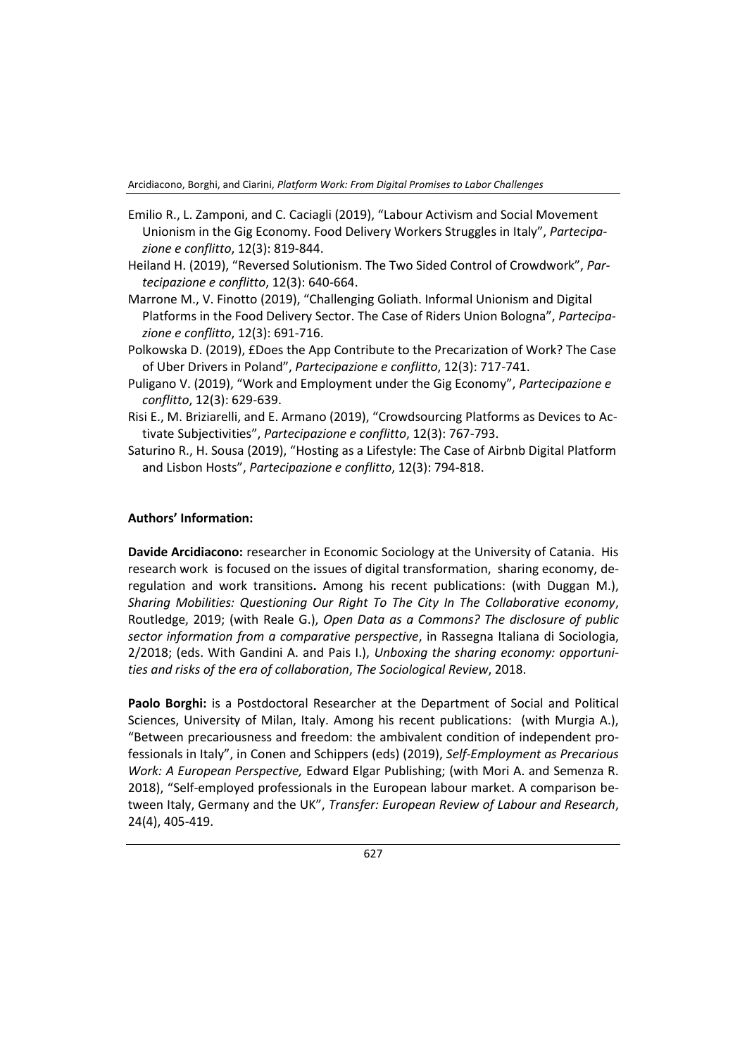Emilio R., L. Zamponi, and C. Caciagli (2019), "Labour Activism and Social Movement Unionism in the Gig Economy. Food Delivery Workers Struggles in Italy", *Partecipazione e conflitto*, 12(3): 819-844.

Heiland H. (2019), "Reversed Solutionism. The Two Sided Control of Crowdwork", *Partecipazione e conflitto*, 12(3): 640-664.

Marrone M., V. Finotto (2019), "Challenging Goliath. Informal Unionism and Digital Platforms in the Food Delivery Sector. The Case of Riders Union Bologna", *Partecipazione e conflitto*, 12(3): 691-716.

Polkowska D. (2019), £Does the App Contribute to the Precarization of Work? The Case of Uber Drivers in Poland", *Partecipazione e conflitto*, 12(3): 717-741.

Puligano V. (2019), "Work and Employment under the Gig Economy", *Partecipazione e conflitto*, 12(3): 629-639.

Risi E., M. Briziarelli, and E. Armano (2019), "Crowdsourcing Platforms as Devices to Activate Subjectivities", *Partecipazione e conflitto*, 12(3): 767-793.

Saturino R., H. Sousa (2019), "Hosting as a Lifestyle: The Case of Airbnb Digital Platform and Lisbon Hosts", *Partecipazione e conflitto*, 12(3): 794-818.

**Authors' Information:**

**Davide Arcidiacono:** researcher in Economic Sociology at the University of Catania. His research work is focused on the issues of digital transformation, sharing economy, deregulation and work transitions**.** Among his recent publications: (with Duggan M.), *Sharing Mobilities: Questioning Our Right To The City In The Collaborative economy*, Routledge, 2019; (with Reale G.), *Open Data as a Commons? The disclosure of public sector information from a comparative perspective*, in Rassegna Italiana di Sociologia, 2/2018; (eds. With Gandini A. and Pais I.), *Unboxing the sharing economy: opportunities and risks of the era of collaboration*, *The Sociological Review*, 2018.

**Paolo Borghi:** is a Postdoctoral Researcher at the Department of Social and Political Sciences, University of Milan, Italy. Among his recent publications: (with Murgia A.), "Between precariousness and freedom: the ambivalent condition of independent professionals in Italy", in Conen and Schippers (eds) (2019), *Self-Employment as Precarious Work: A European Perspective,* Edward Elgar Publishing; (with Mori A. and Semenza R. 2018), "Self-employed professionals in the European labour market. A comparison between Italy, Germany and the UK", *Transfer: European Review of Labour and Research*, 24(4), 405-419.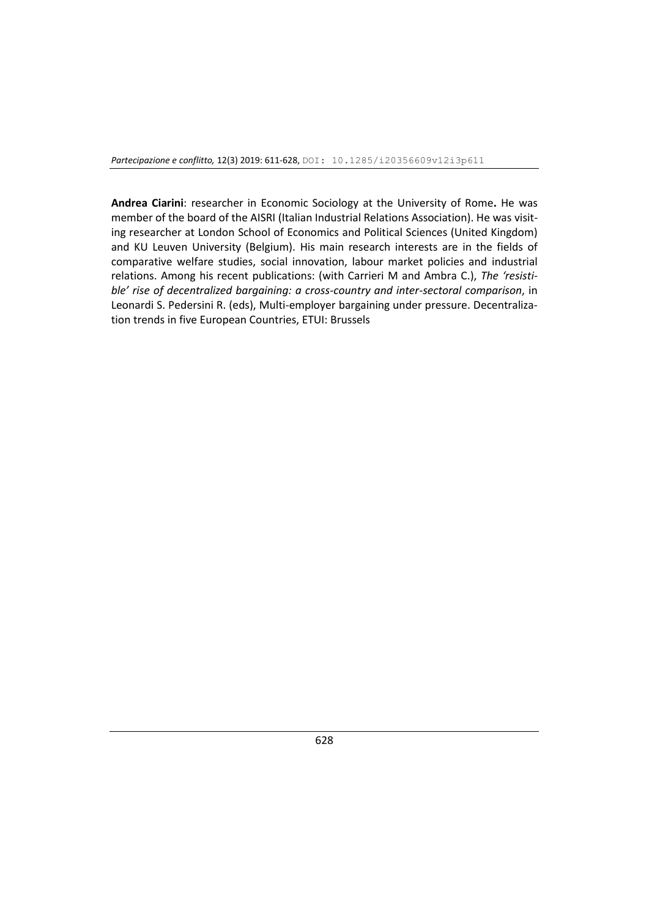**Andrea Ciarini**: researcher in Economic Sociology at the University of Rome**.** He was member of the board of the AISRI (Italian Industrial Relations Association). He was visiting researcher at London School of Economics and Political Sciences (United Kingdom) and KU Leuven University (Belgium). His main research interests are in the fields of comparative welfare studies, social innovation, labour market policies and industrial relations. Among his recent publications: (with Carrieri M and Ambra C.), *The 'resistible' rise of decentralized bargaining: a cross-country and inter-sectoral comparison*, in Leonardi S. Pedersini R. (eds), Multi-employer bargaining under pressure. Decentralization trends in five European Countries, ETUI: Brussels